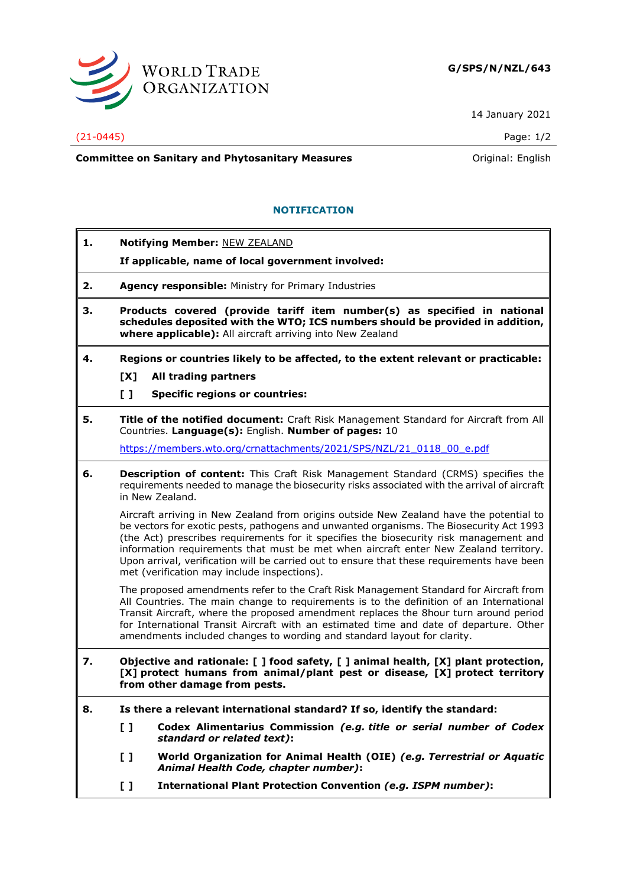**G/SPS/N/NZL/643**

14 January 2021

(21-0445)

**Committee on Sanitary and Phytosanitary Measures**

Original: English

## NOTIFICATION

**1. Notifying Member:** NEW ZEALAND

**If applicable, name of local government involved:**

**2. Agency responsible:** Ministry for Primary Industries

**3. Products covered (provide tariff item number(s) as specified in national schedules deposited with the WTO; ICS numbers should be provided in addition, where applicable):** All aircraft arriving into New Zealand

**4. Regions or countries likely to be affected, to the extent relevant or practicable:**

[X] **All trading partners**

[ ] **Specific regions or countries:**

**5. Title of the notified document:** Craft Risk Management Standard for Aircraft from All Countries. **Language(s):** English. **Number of pages:** 10

https://members.wto.org/crnattachments/2021/SPS/NZL/21_0118_00_e.pdf

**6. Description of content:** This Craft Risk Management Standard (CRMS) specifies the requirements needed to manage the biosecurity risks associated with the arrival of aircraft in New Zealand.

Aircraft arriving in New Zealand from origins outside New Zealand have the potential to be vectors for exotic pests, pathogens and unwanted organisms. The Biosecurity Act 1993 (the Act) prescribes requirements for it specifies the biosecurity risk management and information requirements that must be met when aircraft enter New Zealand territory. Upon arrival, verification will be carried out to ensure that these requirements have been met (verification may include inspections).

The proposed amendments refer to the Craft Risk Management Standard for Aircraft from All Countries. The main change to requirements is to the definition of an International Transit Aircraft, where the proposed amendment replaces the 8hour turn around period for International Transit Aircraft with an estimated time and date of departure. Other amendments included changes to wording and standard layout for clarity.

**7. Objective and rationale: [ ] food safety, [ ] animal health, [X] plant protection, [X] protect humans from animal/plant pest or disease, [X] protect territory from other damage from pests.**

**8. Is there a relevant international standard? If so, identify the standard:**

[ ] **Codex Alimentarius Commission** ***(e.g. title or serial number of Codex standard or related text)*****:**

[ ] **World Organization for Animal Health (OIE)** ***(e.g. Terrestrial or Aquatic Animal Health Code, chapter number)*****:**

[ ] **International Plant Protection Convention** ***(e.g. ISPM number)*****:**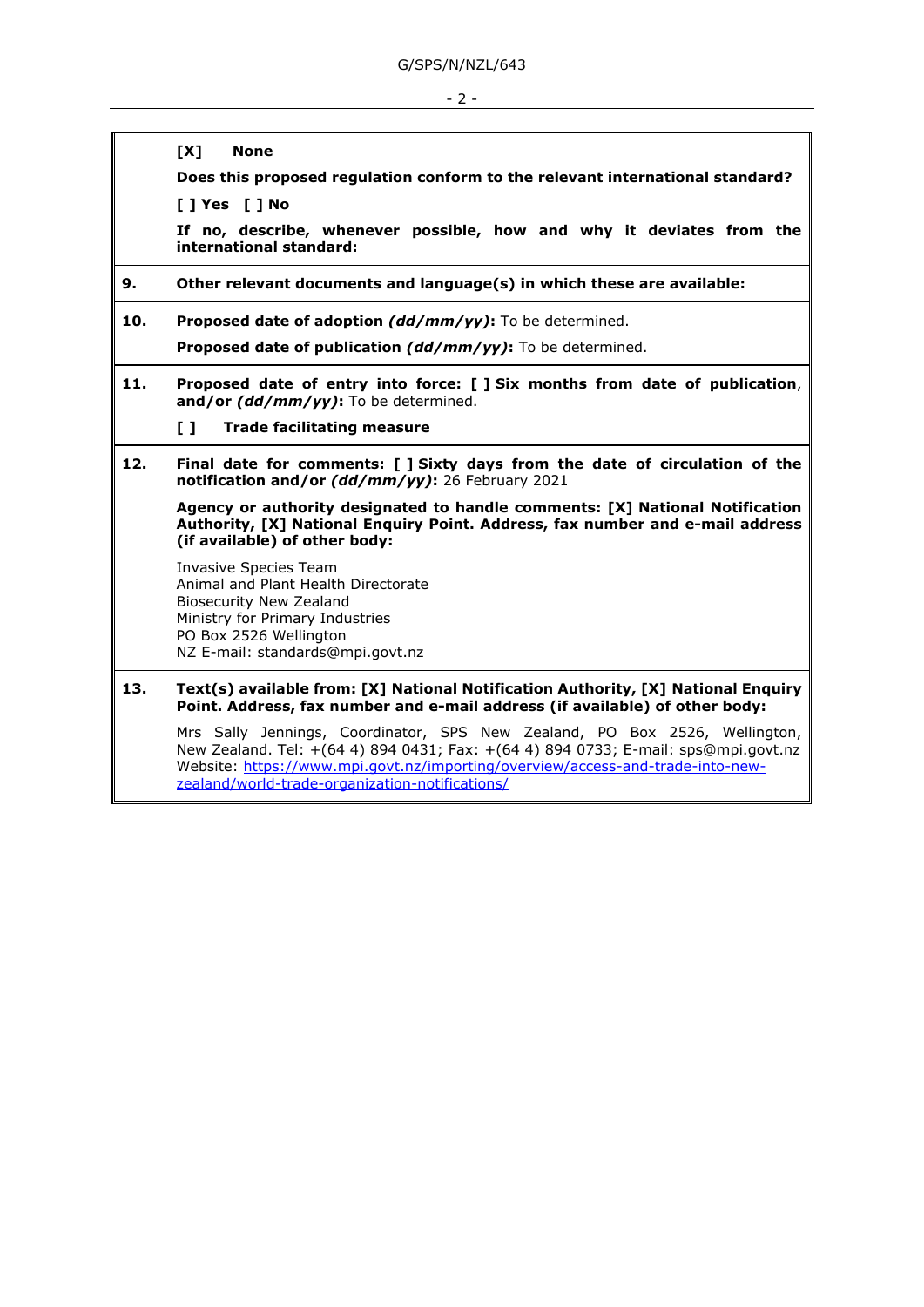**[X] None**

**Does this proposed regulation conform to the relevant international standard?**

**[ ] Yes [ ] No**

**If no, describe, whenever possible, how and why it deviates from the international standard:**

**9. Other relevant documents and language(s) in which these are available:**

**10. Proposed date of adoption *(dd/mm/yy)*:** To be determined.

**Proposed date of publication *(dd/mm/yy)*:** To be determined.

**11. Proposed date of entry into force: [ ] Six months from date of publication**, **and/or *(dd/mm/yy)*:** To be determined.

**[ ] Trade facilitating measure**

**12. Final date for comments: [ ] Sixty days from the date of circulation of the notification and/or *(dd/mm/yy)*:** 26 February 2021

**Agency or authority designated to handle comments: [X] National Notification Authority, [X] National Enquiry Point. Address, fax number and e-mail address (if available) of other body:**

Invasive Species Team
Animal and Plant Health Directorate
Biosecurity New Zealand
Ministry for Primary Industries
PO Box 2526 Wellington
NZ E-mail: standards@mpi.govt.nz

**13. Text(s) available from: [X] National Notification Authority, [X] National Enquiry Point. Address, fax number and e-mail address (if available) of other body:**

Mrs Sally Jennings, Coordinator, SPS New Zealand, PO Box 2526, Wellington, New Zealand. Tel: +(64 4) 894 0431; Fax: +(64 4) 894 0733; E-mail: sps@mpi.govt.nz
Website: https://www.mpi.govt.nz/importing/overview/access-and-trade-into-new-zealand/world-trade-organization-notifications/